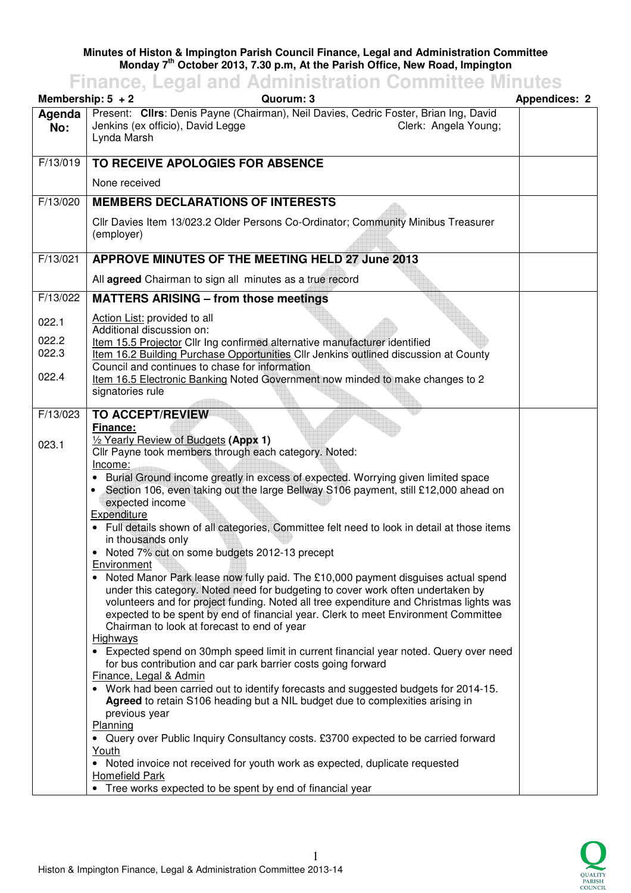**Minutes of Histon & Impington Parish Council Finance, Legal and Administration Committee**
**Monday 7th October 2013, 7.30 p.m, At the Parish Office, New Road, Impington**

# Finance, Legal and Administration Committee Minutes

**Membership: 5 + 2** | **Quorum: 3** | **Appendices: 2**

| Agenda No: | Present: **Cllrs**: Denis Payne (Chairman), Neil Davies, Cedric Foster, Brian Ing, David Jenkins (ex officio), David Legge Clerk: Angela Young; Lynda Marsh | |
|---|---|---|
| F/13/019 | **TO RECEIVE APOLOGIES FOR ABSENCE**<br><br>None received | |
| F/13/020 | **MEMBERS DECLARATIONS OF INTERESTS**<br><br>Cllr Davies Item 13/023.2 Older Persons Co-Ordinator; Community Minibus Treasurer (employer) | |
| F/13/021 | **APPROVE MINUTES OF THE MEETING HELD 27 June 2013**<br><br>All **agreed** Chairman to sign all minutes as a true record | |
| F/13/022<br><br>022.1<br><br>022.2<br>022.3<br><br>022.4 | **MATTERS ARISING – from those meetings**<br><br>Action List: provided to all<br>Additional discussion on:<br>Item 15.5 Projector Cllr Ing confirmed alternative manufacturer identified<br>Item 16.2 Building Purchase Opportunities Cllr Jenkins outlined discussion at County Council and continues to chase for information<br>Item 16.5 Electronic Banking Noted Government now minded to make changes to 2 signatories rule | |
| F/13/023<br><br>023.1 | **TO ACCEPT/REVIEW**<br>**Finance:**<br>½ Yearly Review of Budgets **(Appx 1)**<br>Cllr Payne took members through each category. Noted:<br>Income:<br>• Burial Ground income greatly in excess of expected. Worrying given limited space<br>• Section 106, even taking out the large Bellway S106 payment, still £12,000 ahead on expected income<br>Expenditure<br>• Full details shown of all categories, Committee felt need to look in detail at those items in thousands only<br>• Noted 7% cut on some budgets 2012-13 precept<br>Environment<br>• Noted Manor Park lease now fully paid. The £10,000 payment disguises actual spend under this category. Noted need for budgeting to cover work often undertaken by volunteers and for project funding. Noted all tree expenditure and Christmas lights was expected to be spent by end of financial year. Clerk to meet Environment Committee Chairman to look at forecast to end of year<br>Highways<br>• Expected spend on 30mph speed limit in current financial year noted. Query over need for bus contribution and car park barrier costs going forward<br>Finance, Legal & Admin<br>• Work had been carried out to identify forecasts and suggested budgets for 2014-15. **Agreed** to retain S106 heading but a NIL budget due to complexities arising in previous year<br>Planning<br>• Query over Public Inquiry Consultancy costs. £3700 expected to be carried forward<br>Youth<br>• Noted invoice not received for youth work as expected, duplicate requested<br>Homefield Park<br>• Tree works expected to be spent by end of financial year | |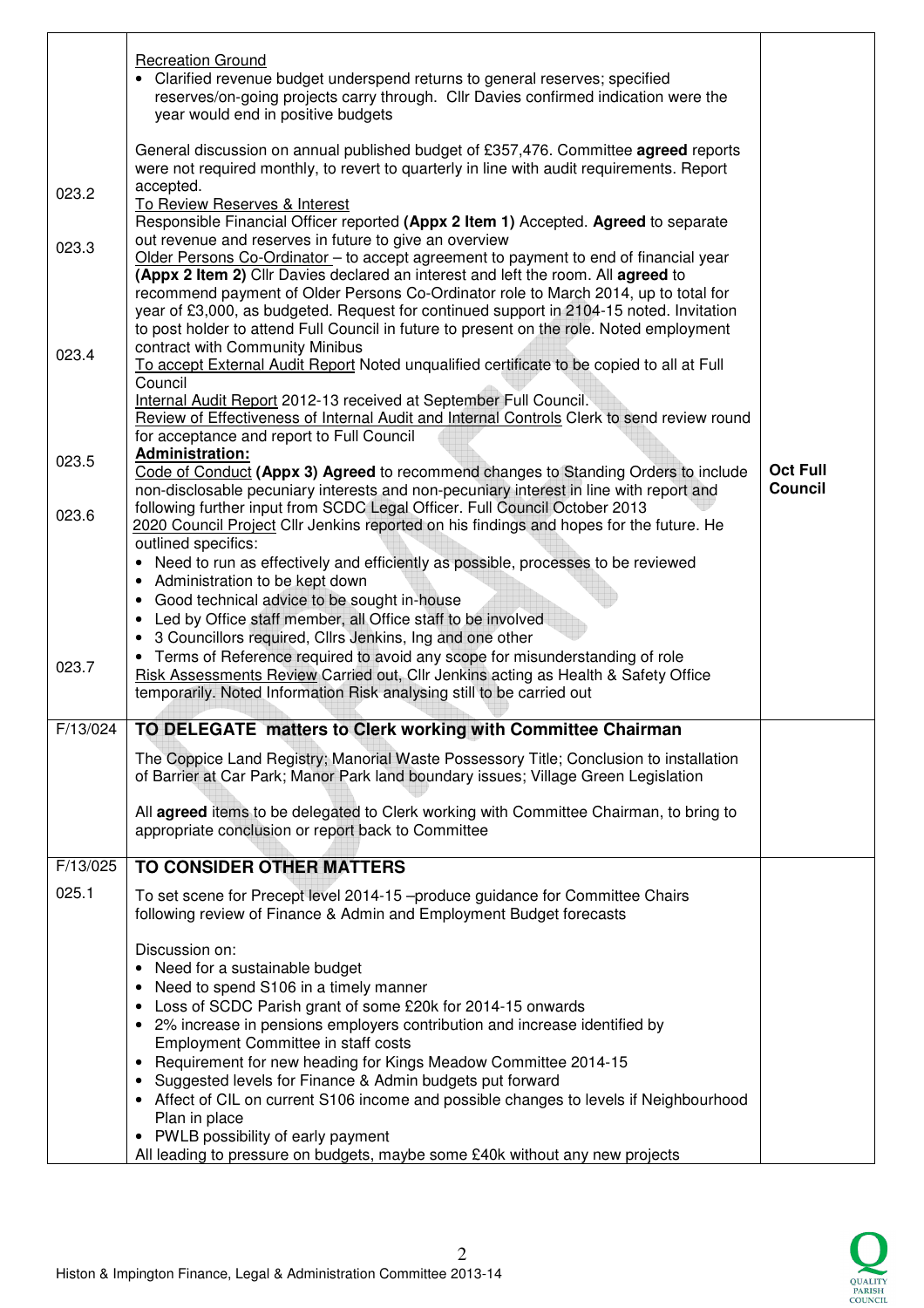| | | |
|---|---|---|
| | Recreation Ground<br>• Clarified revenue budget underspend returns to general reserves; specified reserves/on-going projects carry through. Cllr Davies confirmed indication were the year would end in positive budgets<br><br>General discussion on annual published budget of £357,476. Committee **agreed** reports were not required monthly, to revert to quarterly in line with audit requirements. Report accepted. | |
| 023.2 | To Review Reserves & Interest<br>Responsible Financial Officer reported **(Appx 2 Item 1)** Accepted. **Agreed** to separate out revenue and reserves in future to give an overview | |
| 023.3 | Older Persons Co-Ordinator – to accept agreement to payment to end of financial year **(Appx 2 Item 2)** Cllr Davies declared an interest and left the room. All **agreed** to recommend payment of Older Persons Co-Ordinator role to March 2014, up to total for year of £3,000, as budgeted. Request for continued support in 2104-15 noted. Invitation to post holder to attend Full Council in future to present on the role. Noted employment contract with Community Minibus | |
| 023.4 | To accept External Audit Report Noted unqualified certificate to be copied to all at Full Council<br>Internal Audit Report 2012-13 received at September Full Council.<br>Review of Effectiveness of Internal Audit and Internal Controls Clerk to send review round for acceptance and report to Full Council | |
| 023.5 | **Administration:**<br>Code of Conduct **(Appx 3) Agreed** to recommend changes to Standing Orders to include non-disclosable pecuniary interests and non-pecuniary interest in line with report and following further input from SCDC Legal Officer. Full Council October 2013 | **Oct Full Council** |
| 023.6 | 2020 Council Project Cllr Jenkins reported on his findings and hopes for the future. He outlined specifics:<br>• Need to run as effectively and efficiently as possible, processes to be reviewed<br>• Administration to be kept down<br>• Good technical advice to be sought in-house<br>• Led by Office staff member, all Office staff to be involved<br>• 3 Councillors required, Cllrs Jenkins, Ing and one other<br>• Terms of Reference required to avoid any scope for misunderstanding of role | |
| 023.7 | Risk Assessments Review Carried out, Cllr Jenkins acting as Health & Safety Office temporarily. Noted Information Risk analysing still to be carried out | |
| F/13/024 | **TO DELEGATE matters to Clerk working with Committee Chairman**<br><br>The Coppice Land Registry; Manorial Waste Possessory Title; Conclusion to installation of Barrier at Car Park; Manor Park land boundary issues; Village Green Legislation<br><br>All **agreed** items to be delegated to Clerk working with Committee Chairman, to bring to appropriate conclusion or report back to Committee | |
| F/13/025 | **TO CONSIDER OTHER MATTERS** | |
| 025.1 | To set scene for Precept level 2014-15 –produce guidance for Committee Chairs following review of Finance & Admin and Employment Budget forecasts<br><br>Discussion on:<br>• Need for a sustainable budget<br>• Need to spend S106 in a timely manner<br>• Loss of SCDC Parish grant of some £20k for 2014-15 onwards<br>• 2% increase in pensions employers contribution and increase identified by Employment Committee in staff costs<br>• Requirement for new heading for Kings Meadow Committee 2014-15<br>• Suggested levels for Finance & Admin budgets put forward<br>• Affect of CIL on current S106 income and possible changes to levels if Neighbourhood Plan in place<br>• PWLB possibility of early payment<br>All leading to pressure on budgets, maybe some £40k without any new projects | |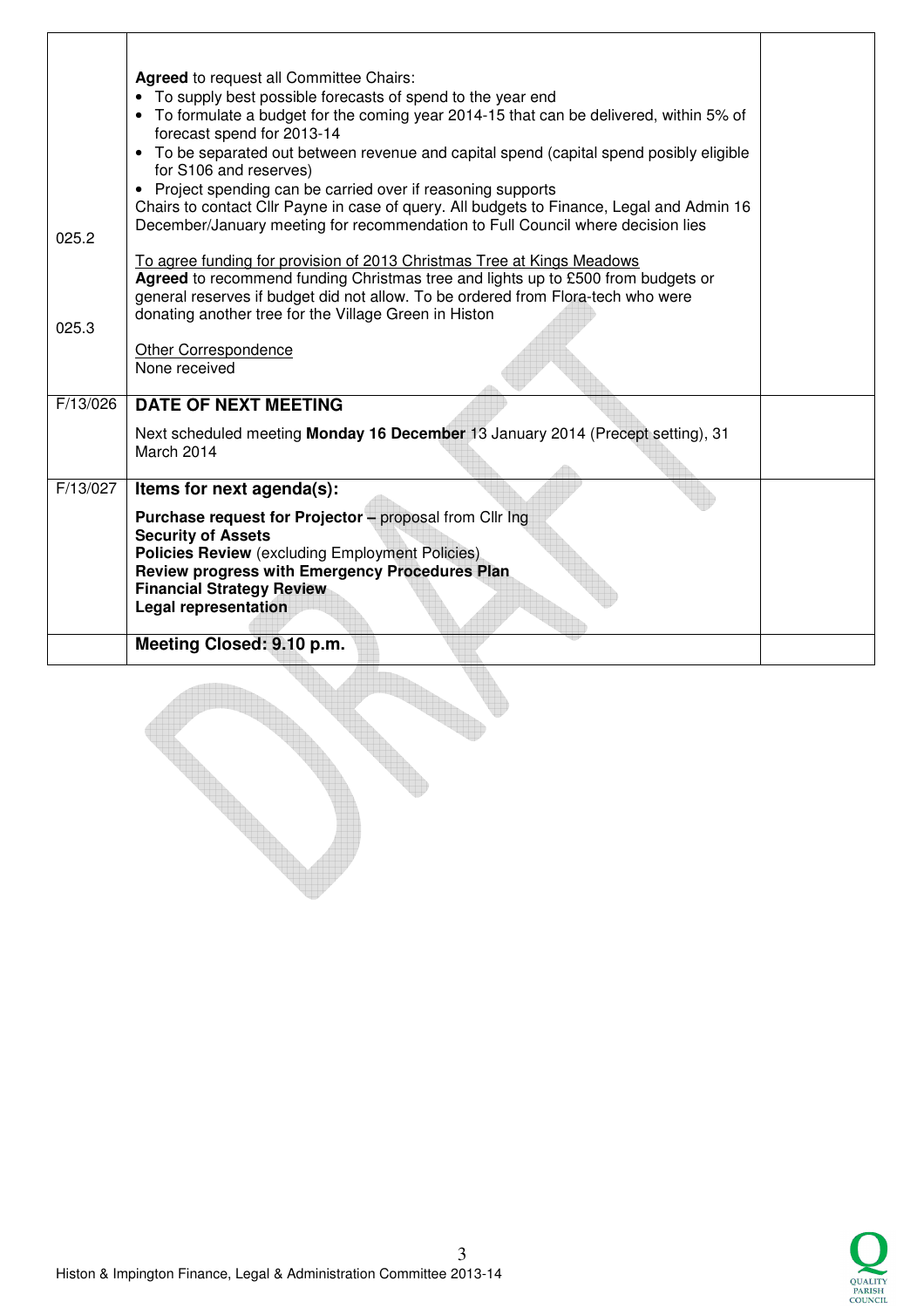| | | |
|---|---|---|
| 025.2<br><br>025.3 | **Agreed** to request all Committee Chairs:<br>• To supply best possible forecasts of spend to the year end<br>• To formulate a budget for the coming year 2014-15 that can be delivered, within 5% of forecast spend for 2013-14<br>• To be separated out between revenue and capital spend (capital spend posibly eligible for S106 and reserves)<br>• Project spending can be carried over if reasoning supports<br>Chairs to contact Cllr Payne in case of query. All budgets to Finance, Legal and Admin 16 December/January meeting for recommendation to Full Council where decision lies<br><br>To agree funding for provision of 2013 Christmas Tree at Kings Meadows<br>**Agreed** to recommend funding Christmas tree and lights up to £500 from budgets or general reserves if budget did not allow. To be ordered from Flora-tech who were donating another tree for the Village Green in Histon<br><br>Other Correspondence<br>None received | |
| F/13/026 | **DATE OF NEXT MEETING**<br><br>Next scheduled meeting **Monday 16 December** 13 January 2014 (Precept setting), 31 March 2014 | |
| F/13/027 | **Items for next agenda(s):**<br><br>**Purchase request for Projector –** proposal from Cllr Ing<br>**Security of Assets**<br>**Policies Review** (excluding Employment Policies)<br>**Review progress with Emergency Procedures Plan**<br>**Financial Strategy Review**<br>**Legal representation** | |
| | **Meeting Closed: 9.10 p.m.** | |